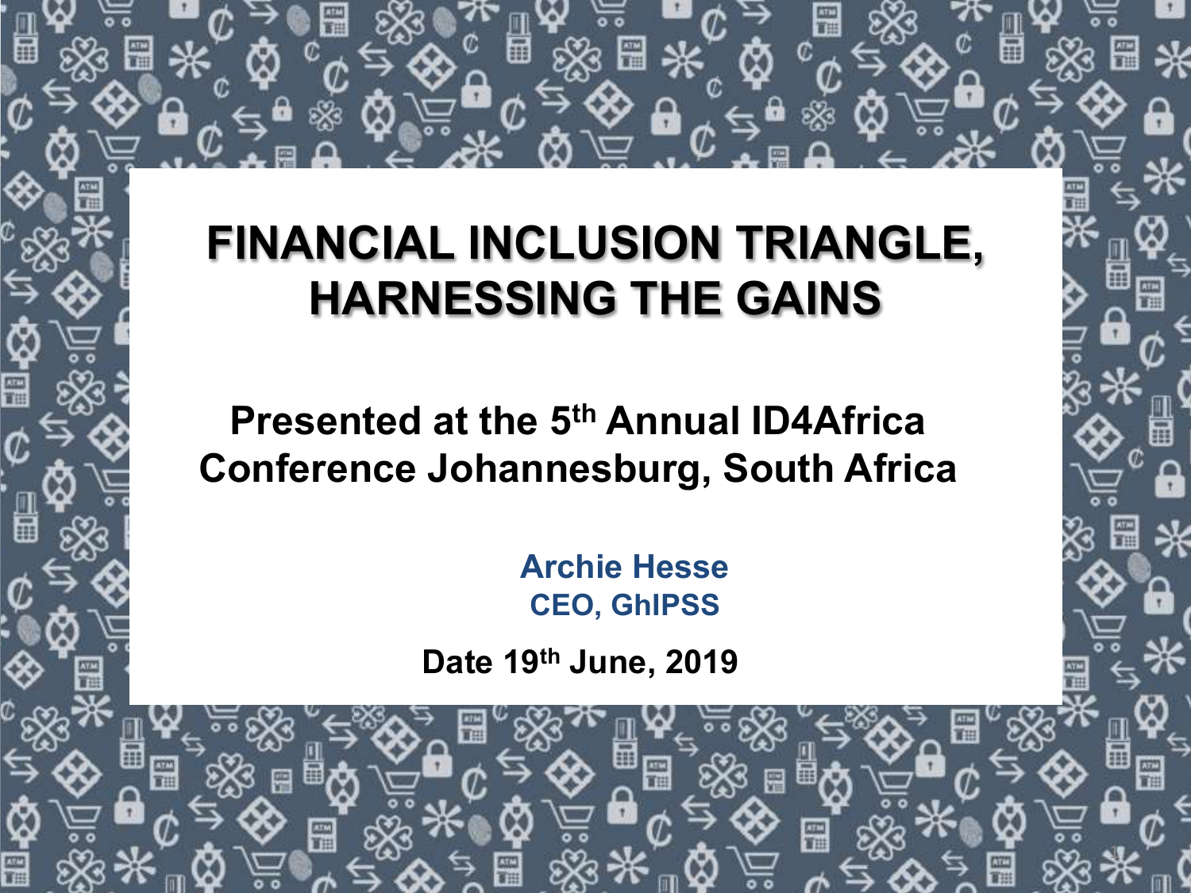# FINANCIAL INCLUSION TRIANGLE, HARNESSING THE GAINS

## Presented at the 5th Annual ID4Africa Conference Johannesburg, South Africa

**Archie Hesse**
**CEO, GhIPSS**

**Date 19th June, 2019**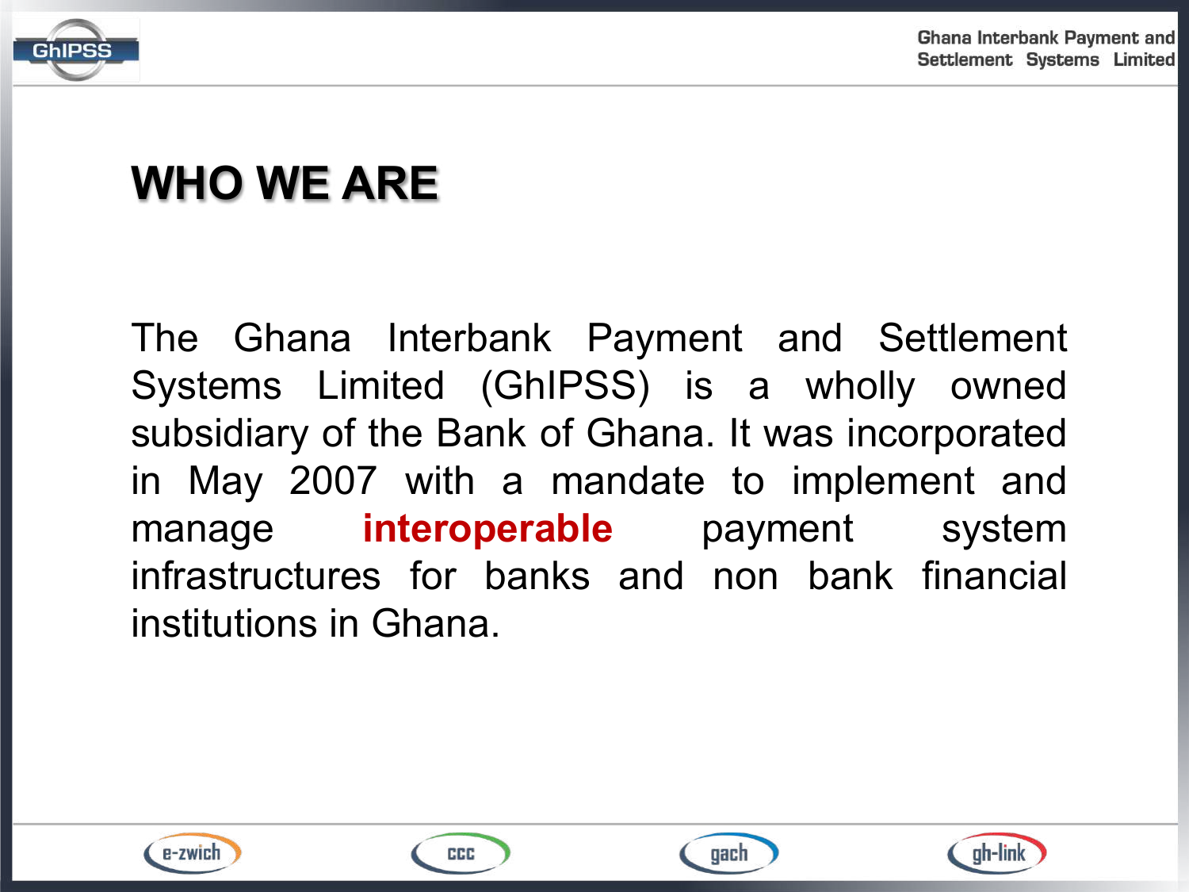# WHO WE ARE

The Ghana Interbank Payment and Settlement Systems Limited (GhIPSS) is a wholly owned subsidiary of the Bank of Ghana. It was incorporated in May 2007 with a mandate to implement and manage **interoperable** payment system infrastructures for banks and non bank financial institutions in Ghana.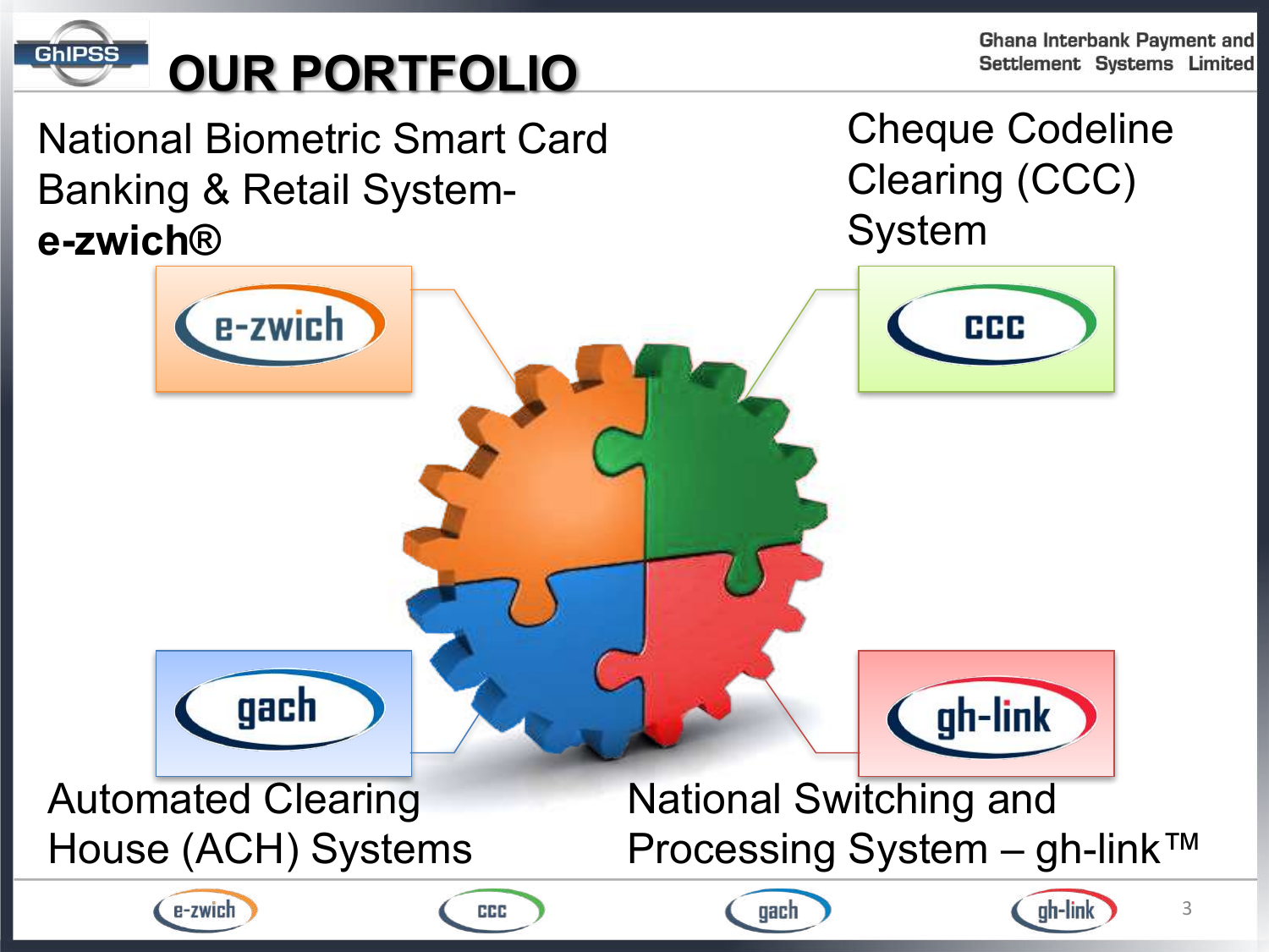# OUR PORTFOLIO

Ghana Interbank Payment and Settlement Systems Limited

National Biometric Smart Card Banking & Retail System- **e-zwich®**

e-zwich

Cheque Codeline Clearing (CCC) System

CCC

gach

Automated Clearing House (ACH) Systems

gh-link

National Switching and Processing System – gh-link™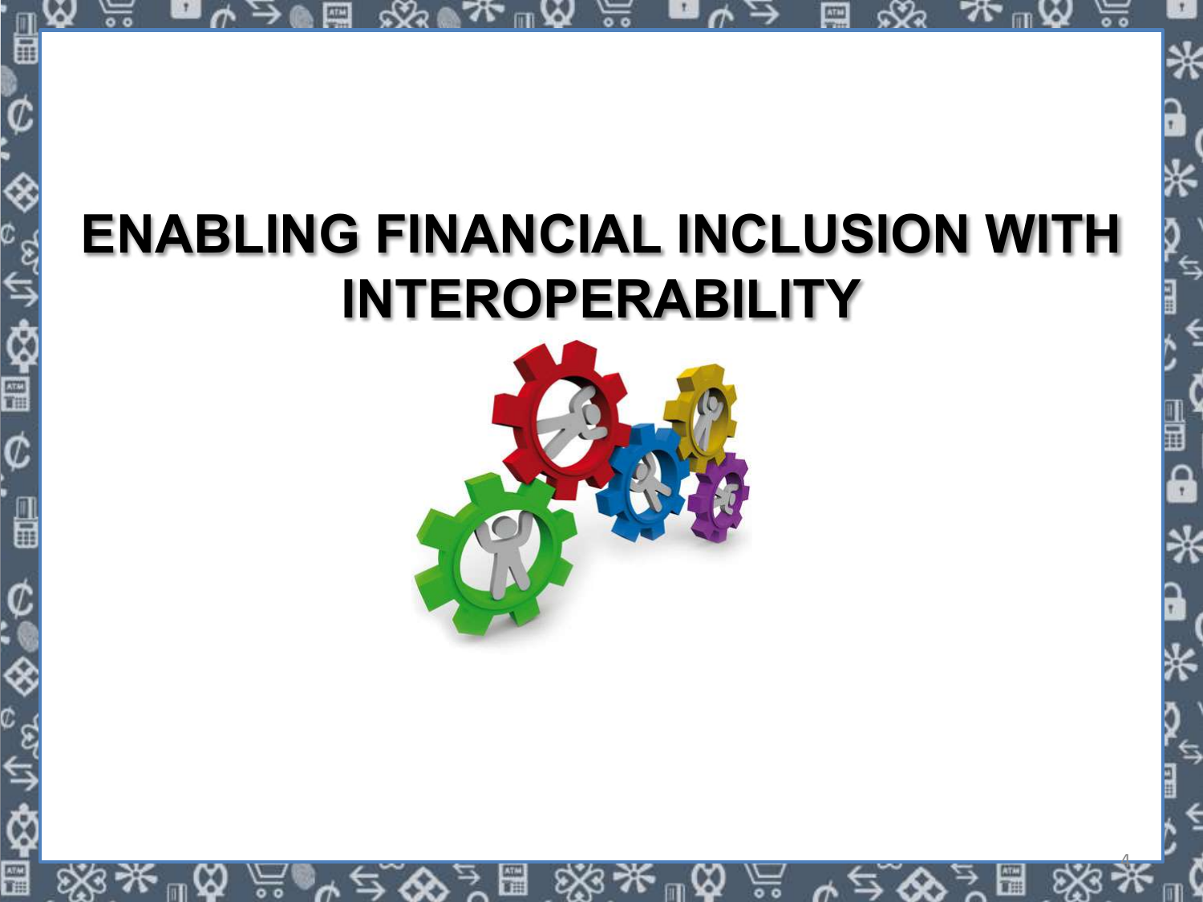# ENABLING FINANCIAL INCLUSION WITH INTEROPERABILITY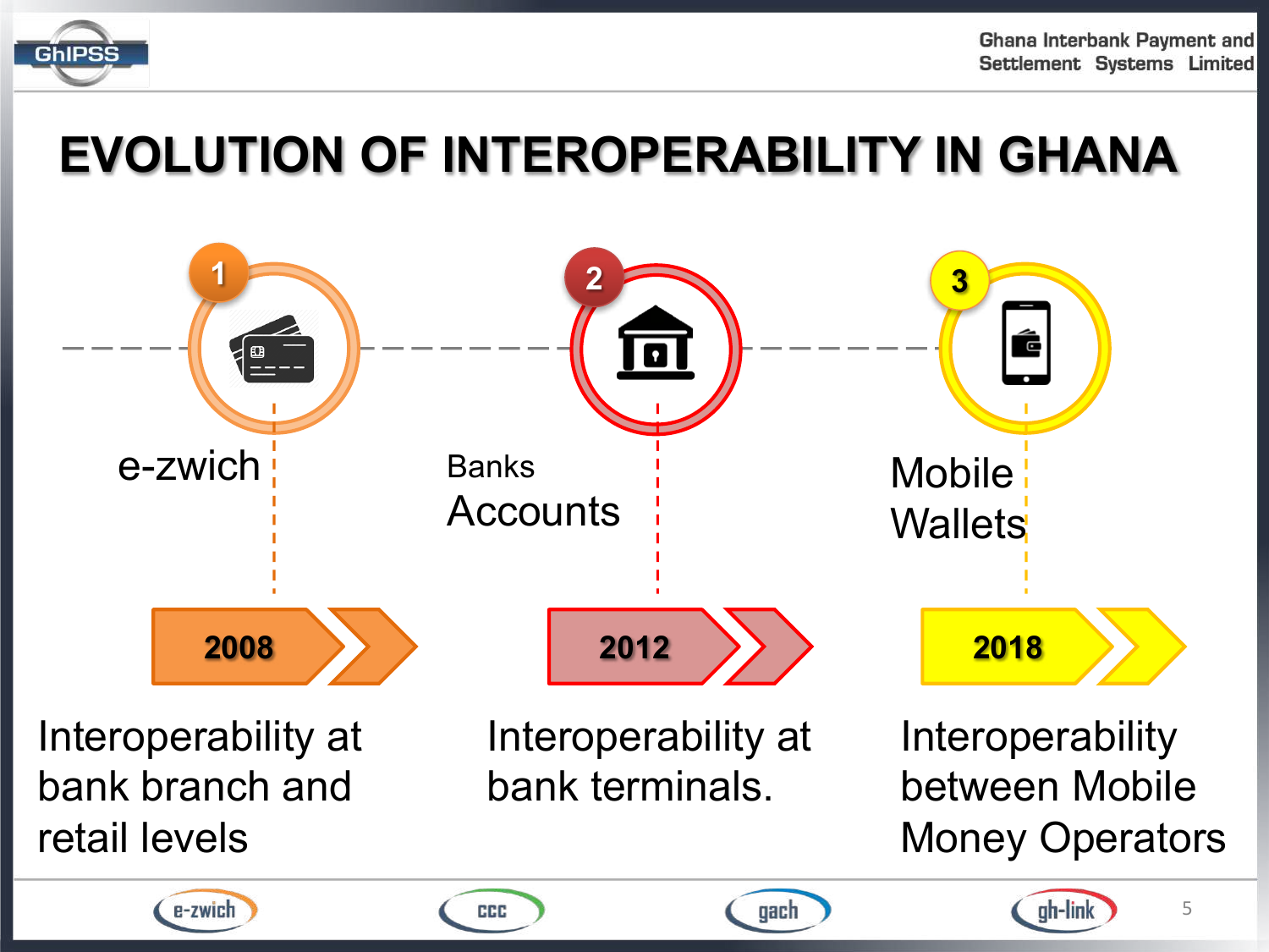# EVOLUTION OF INTEROPERABILITY IN GHANA

**1** e-zwich

**2008**

Interoperability at bank branch and retail levels

**2** Banks Accounts

**2012**

Interoperability at bank terminals.

**3** Mobile Wallets

**2018**

Interoperability between Mobile Money Operators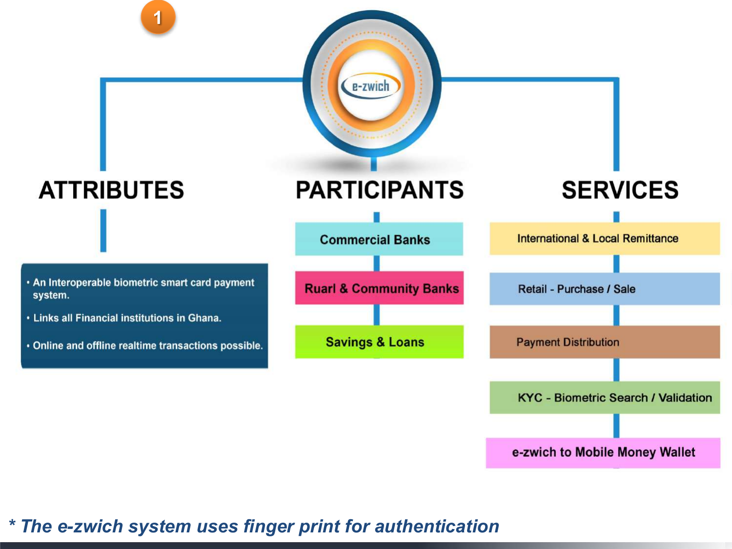1

e-zwich

## ATTRIBUTES

- An Interoperable biometric smart card payment system.
- Links all Financial institutions in Ghana.
- Online and offline realtime transactions possible.

## PARTICIPANTS

- Commercial Banks
- Ruarl & Community Banks
- Savings & Loans

## SERVICES

- International & Local Remittance
- Retail - Purchase / Sale
- Payment Distribution
- KYC - Biometric Search / Validation
- e-zwich to Mobile Money Wallet

*** The e-zwich system uses finger print for authentication**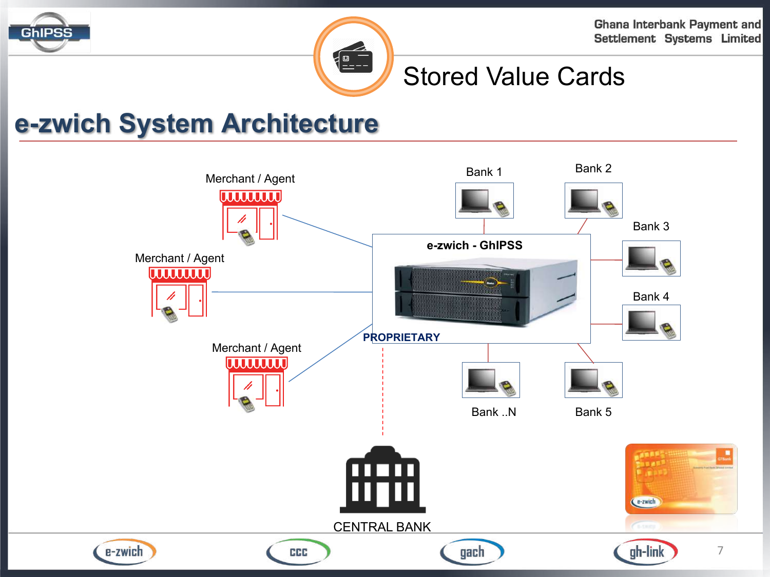# Stored Value Cards

## e-zwich System Architecture

Merchant / Agent

Merchant / Agent

Merchant / Agent

e-zwich - GhIPSS

PROPRIETARY

Bank 1

Bank 2

Bank 3

Bank 4

Bank ..N

Bank 5

CENTRAL BANK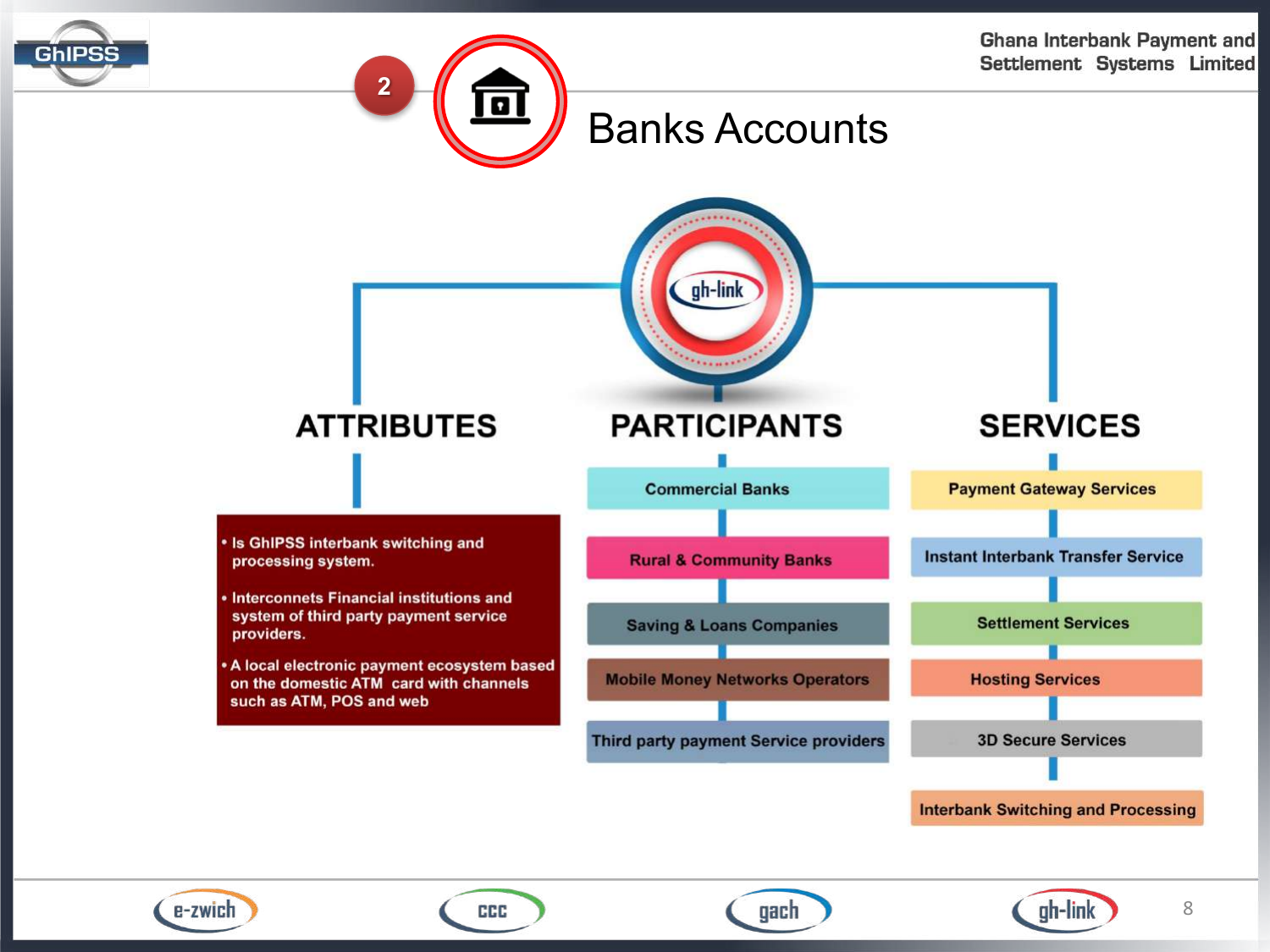# Banks Accounts

gh-link

## ATTRIBUTES

- Is GhIPSS interbank switching and processing system.
- Interconnets Financial institutions and system of third party payment service providers.
- A local electronic payment ecosystem based on the domestic ATM card with channels such as ATM, POS and web

## PARTICIPANTS

- Commercial Banks
- Rural & Community Banks
- Saving & Loans Companies
- Mobile Money Networks Operators
- Third party payment Service providers

## SERVICES

- Payment Gateway Services
- Instant Interbank Transfer Service
- Settlement Services
- Hosting Services
- 3D Secure Services
- Interbank Switching and Processing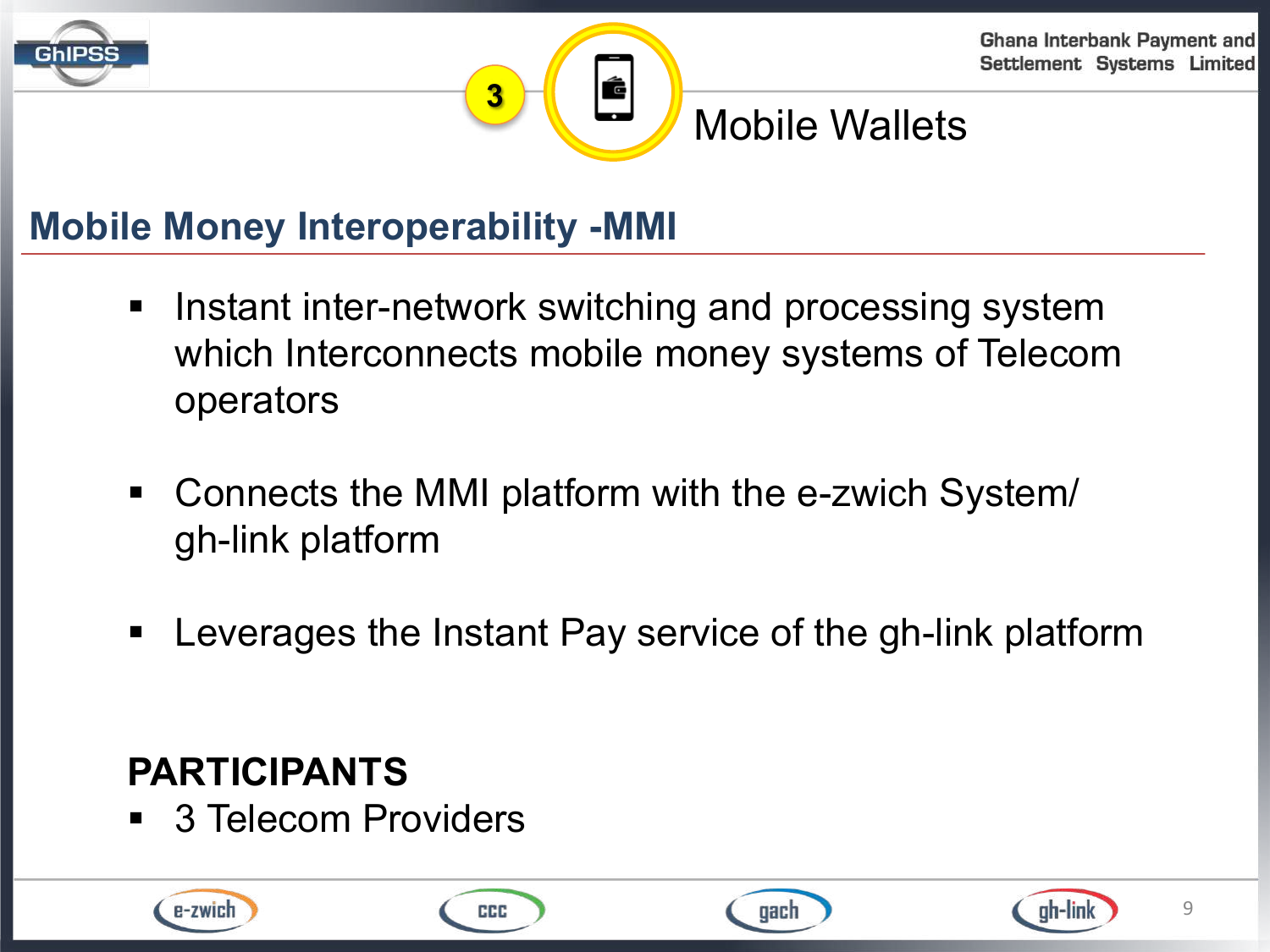## 3 Mobile Wallets

### Mobile Money Interoperability -MMI

- Instant inter-network switching and processing system which Interconnects mobile money systems of Telecom operators
- Connects the MMI platform with the e-zwich System/ gh-link platform
- Leverages the Instant Pay service of the gh-link platform

**PARTICIPANTS**

- 3 Telecom Providers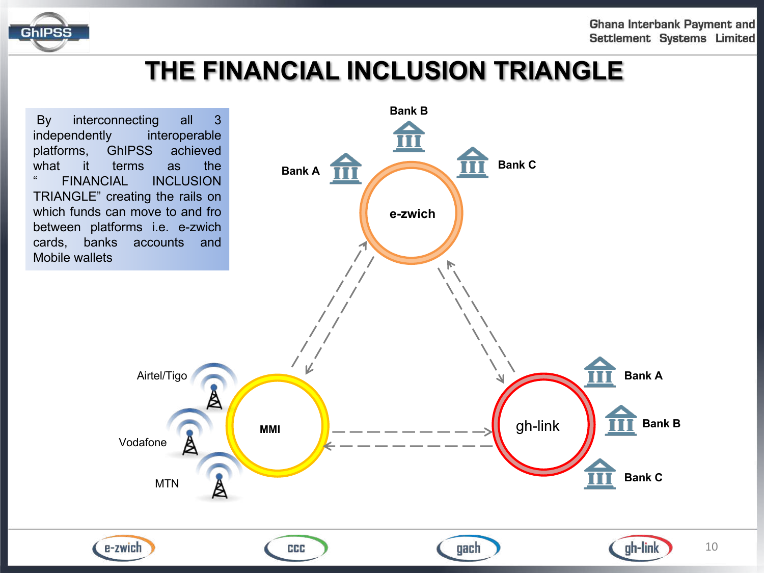# THE FINANCIAL INCLUSION TRIANGLE

By interconnecting all 3 independently interoperable platforms, GhIPSS achieved what it terms as the " FINANCIAL INCLUSION TRIANGLE" creating the rails on which funds can move to and fro between platforms i.e. e-zwich cards, banks accounts and Mobile wallets

Bank B

Bank A

Bank C

e-zwich

Airtel/Tigo

Vodafone

MTN

MMI

gh-link

Bank A

Bank B

Bank C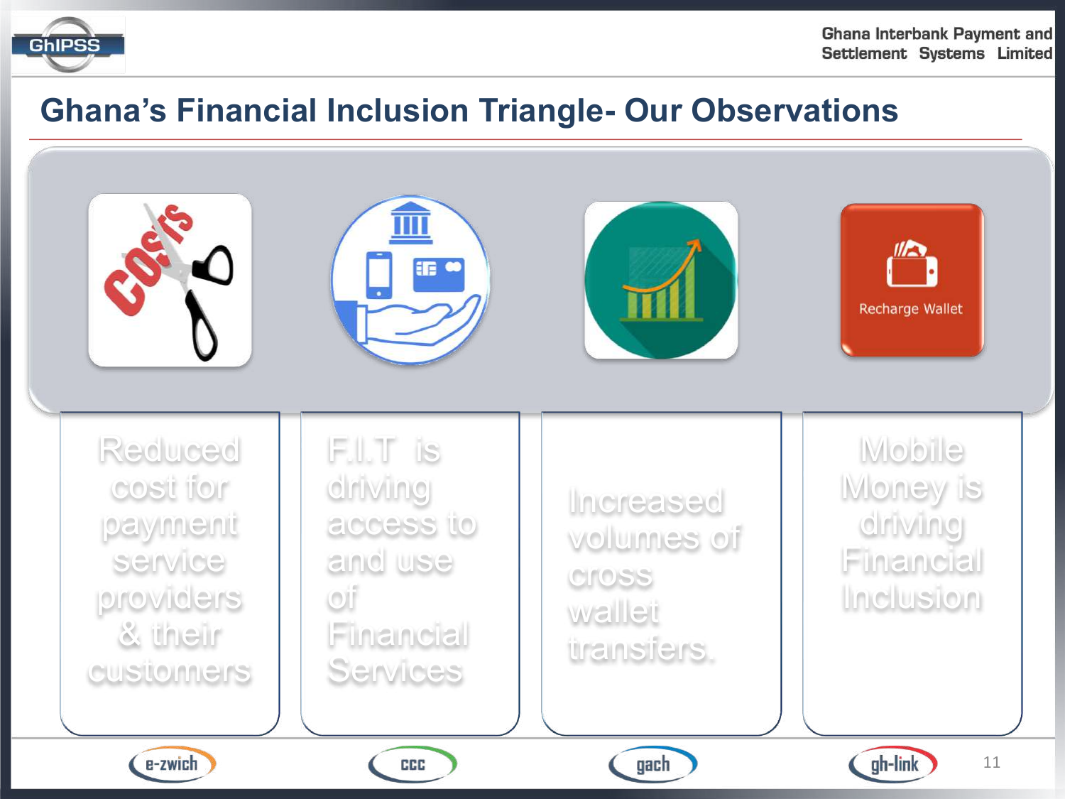# Ghana's Financial Inclusion Triangle- Our Observations

- Reduced cost for payment service providers & their customers
- F.I.T is driving access to and use of Financial Services
- Increased volumes of cross wallet transfers.
- Mobile Money is driving Financial Inclusion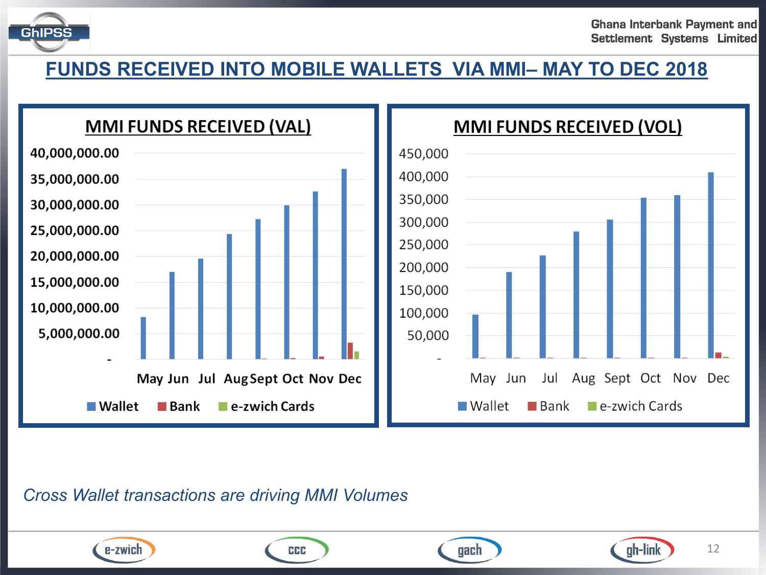# FUNDS RECEIVED INTO MOBILE WALLETS VIA MMI– MAY TO DEC 2018

## MMI FUNDS RECEIVED (VAL)

## MMI FUNDS RECEIVED (VOL)

*Cross Wallet transactions are driving MMI Volumes*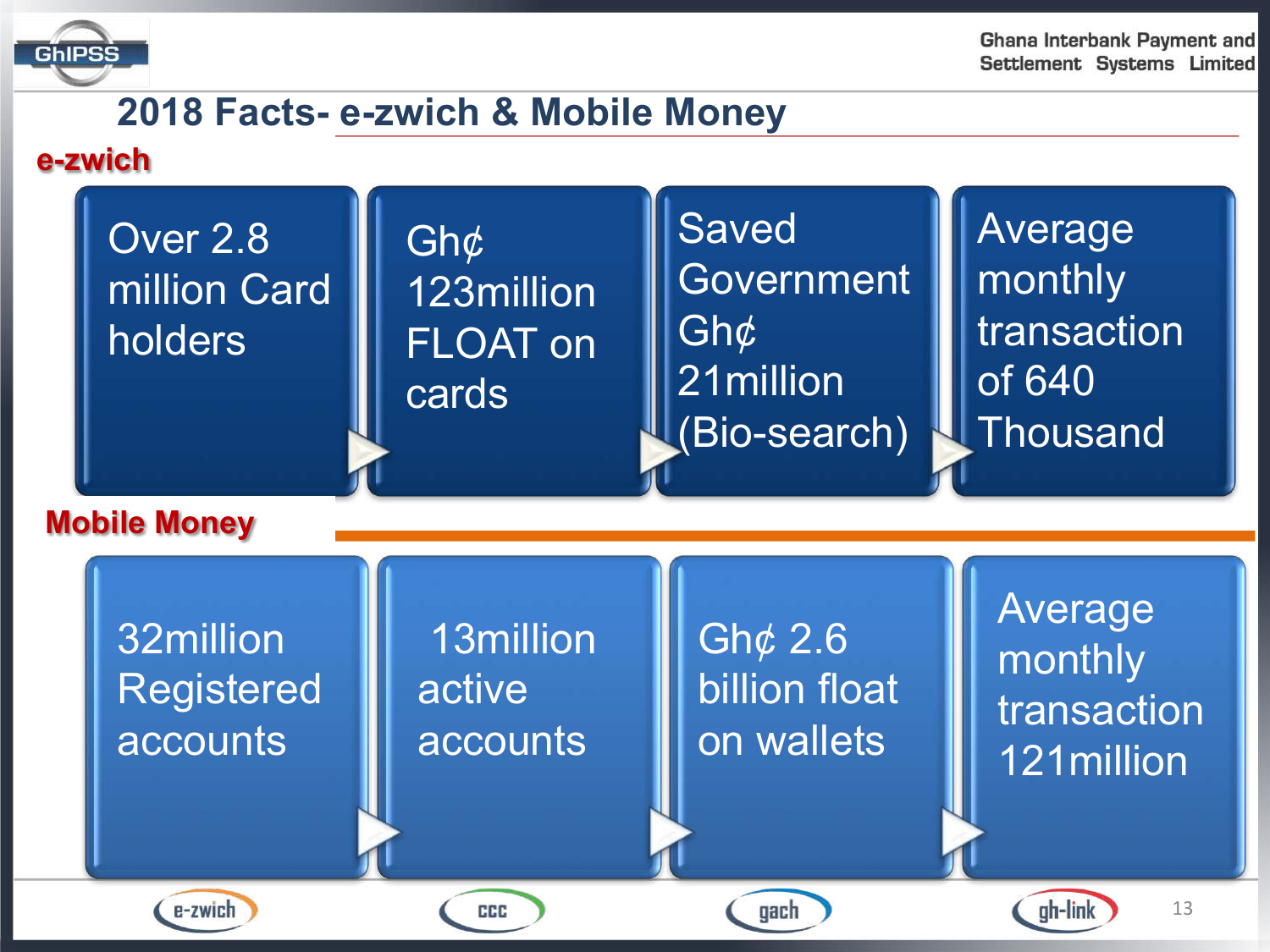# 2018 Facts- e-zwich & Mobile Money

## e-zwich

- Over 2.8 million Card holders
- Gh¢ 123million FLOAT on cards
- Saved Government Gh¢ 21million (Bio-search)
- Average monthly transaction of 640 Thousand

## Mobile Money

- 32million Registered accounts
- 13million active accounts
- Gh¢ 2.6 billion float on wallets
- Average monthly transaction 121million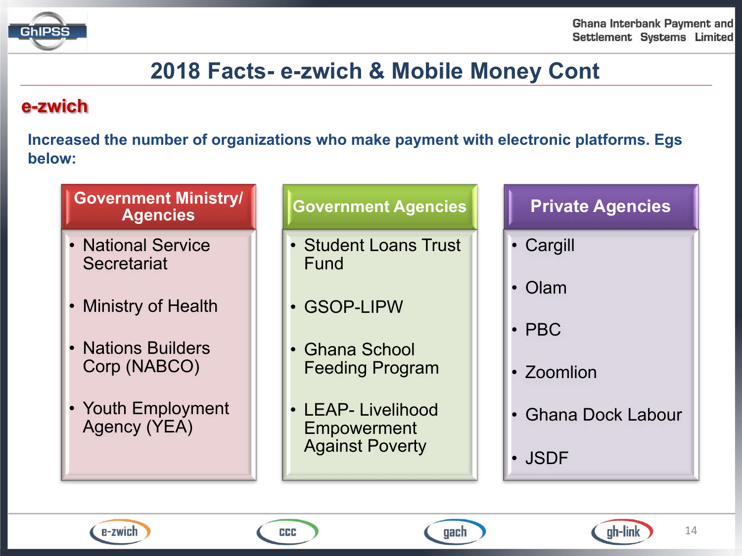# 2018 Facts- e-zwich & Mobile Money Cont

## e-zwich

**Increased the number of organizations who make payment with electronic platforms. Egs below:**

| Government Ministry/ Agencies | Government Agencies | Private Agencies |
| --- | --- | --- |
| National Service Secretariat | Student Loans Trust Fund | Cargill |
| Ministry of Health | GSOP-LIPW | Olam |
| Nations Builders Corp (NABCO) | Ghana School Feeding Program | PBC |
| Youth Employment Agency (YEA) | LEAP- Livelihood Empowerment Against Poverty | Zoomlion |
| | | Ghana Dock Labour |
| | | JSDF |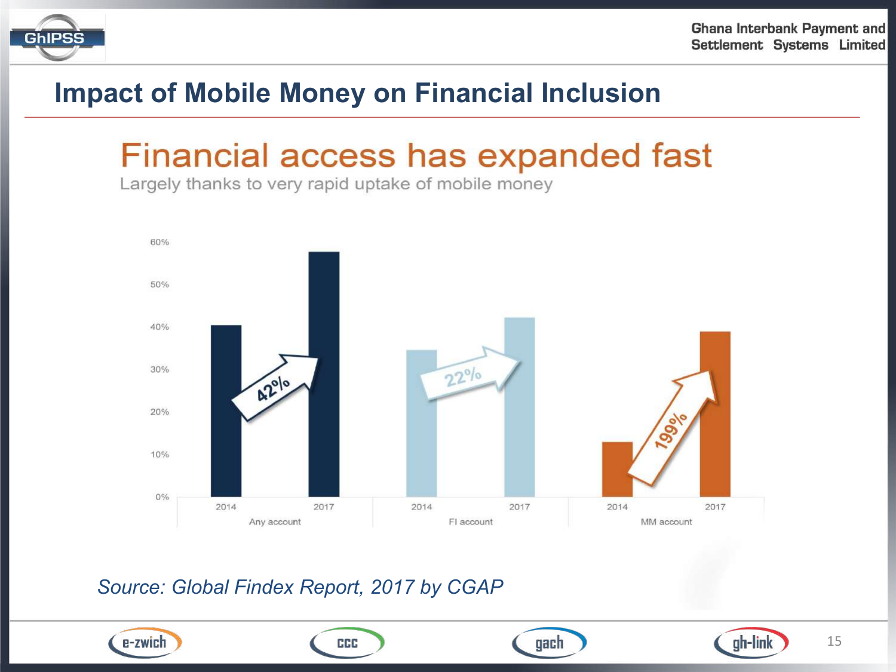# Impact of Mobile Money on Financial Inclusion

## Financial access has expanded fast

Largely thanks to very rapid uptake of mobile money

| | 2014 | 2017 | Change |
|---|---|---|---|
| Any account | | | 42% |
| FI account | | | 22% |
| MM account | | | 199% |

*Source: Global Findex Report, 2017 by CGAP*

e-zwich | CCC | gach | gh-link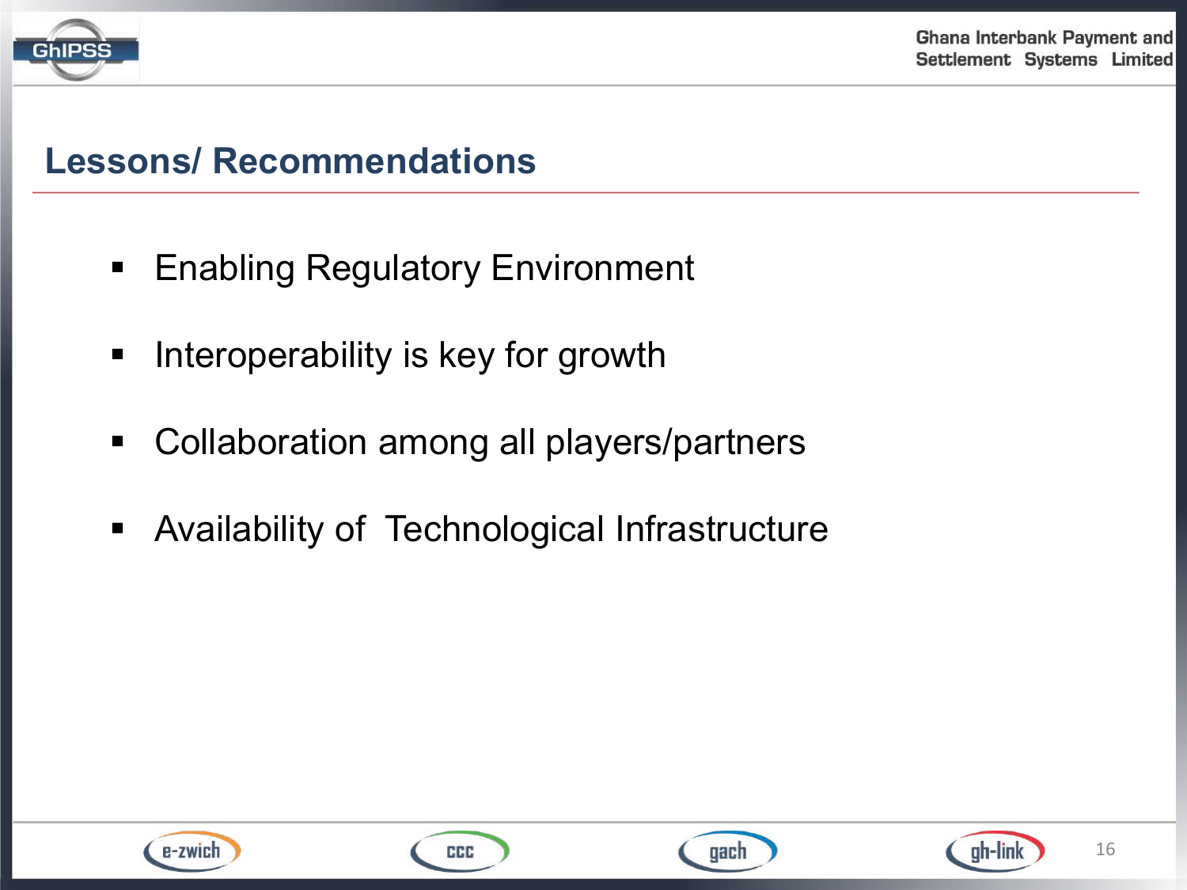## Lessons/ Recommendations

- Enabling Regulatory Environment
- Interoperability is key for growth
- Collaboration among all players/partners
- Availability of Technological Infrastructure